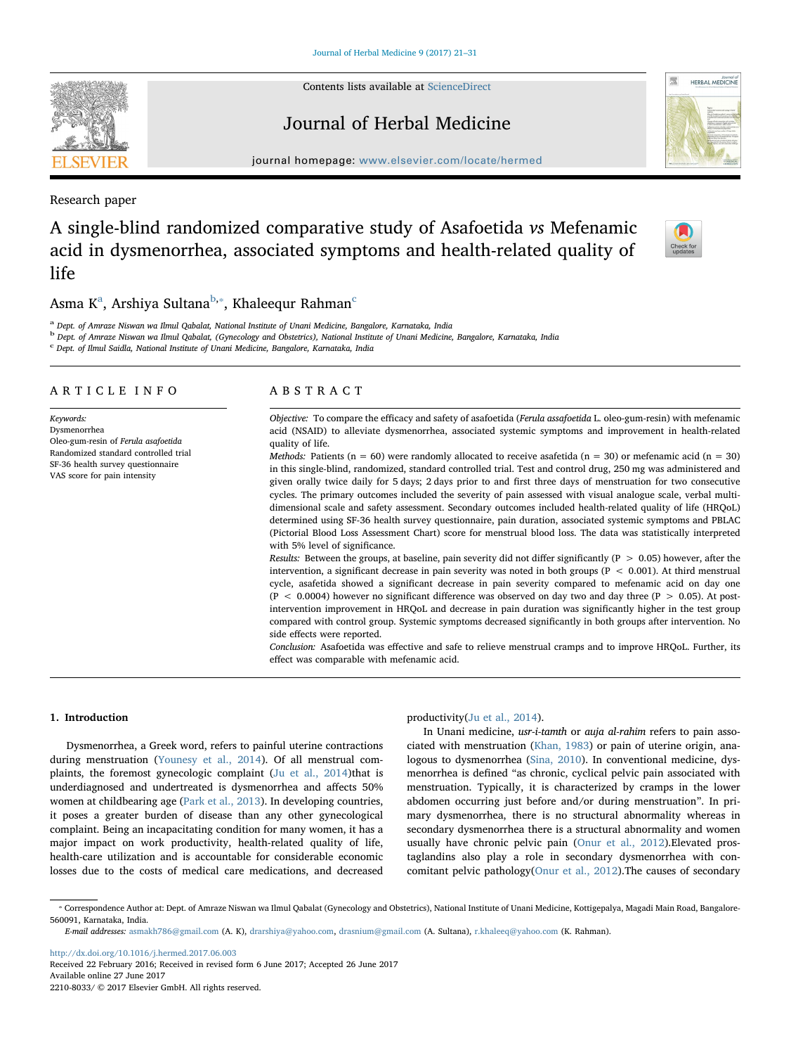Research paper

# A single-blind randomized comparative study of Asafoetida *vs* Mefenamic acid in dysmenorrhea, associated symptoms and health-related quality of life

Asma K[a], Arshiya Sultana[b,*], Khaleequr Rahman[c]

[a] Dept. of Amraze Niswan wa Ilmul Qabalat, National Institute of Unani Medicine, Bangalore, Karnataka, India
[b] Dept. of Amraze Niswan wa Ilmul Qabalat, (Gynecology and Obstetrics), National Institute of Unani Medicine, Bangalore, Karnataka, India
[c] Dept. of Ilmul Saidla, National Institute of Unani Medicine, Bangalore, Karnataka, India

## ARTICLE INFO

*Keywords:*
Dysmenorrhea
Oleo-gum-resin of *Ferula asafoetida*
Randomized standard controlled trial
SF-36 health survey questionnaire
VAS score for pain intensity

## ABSTRACT

*Objective:* To compare the efficacy and safety of asafoetida (*Ferula assafoetida* L. oleo-gum-resin) with mefenamic acid (NSAID) to alleviate dysmenorrhea, associated systemic symptoms and improvement in health-related quality of life.

*Methods:* Patients (n = 60) were randomly allocated to receive asafetida (n = 30) or mefenamic acid (n = 30) in this single-blind, randomized, standard controlled trial. Test and control drug, 250 mg was administered and given orally twice daily for 5 days; 2 days prior to and first three days of menstruation for two consecutive cycles. The primary outcomes included the severity of pain assessed with visual analogue scale, verbal multi-dimensional scale and safety assessment. Secondary outcomes included health-related quality of life (HRQoL) determined using SF-36 health survey questionnaire, pain duration, associated systemic symptoms and PBLAC (Pictorial Blood Loss Assessment Chart) score for menstrual blood loss. The data was statistically interpreted with 5% level of significance.

*Results:* Between the groups, at baseline, pain severity did not differ significantly ($P > 0.05$) however, after the intervention, a significant decrease in pain severity was noted in both groups ($P < 0.001$). At third menstrual cycle, asafetida showed a significant decrease in pain severity compared to mefenamic acid on day one ($P < 0.0004$) however no significant difference was observed on day two and day three ($P > 0.05$). At post-intervention improvement in HRQoL and decrease in pain duration was significantly higher in the test group compared with control group. Systemic symptoms decreased significantly in both groups after intervention. No side effects were reported.

*Conclusion:* Asafoetida was effective and safe to relieve menstrual cramps and to improve HRQoL. Further, its effect was comparable with mefenamic acid.

## 1. Introduction

Dysmenorrhea, a Greek word, refers to painful uterine contractions during menstruation (Younesy et al., 2014). Of all menstrual complaints, the foremost gynecologic complaint (Ju et al., 2014)that is underdiagnosed and undertreated is dysmenorrhea and affects 50% women at childbearing age (Park et al., 2013). In developing countries, it poses a greater burden of disease than any other gynecological complaint. Being an incapacitating condition for many women, it has a major impact on work productivity, health-related quality of life, health-care utilization and is accountable for considerable economic losses due to the costs of medical care medications, and decreased productivity(Ju et al., 2014).

In Unani medicine, *usr-i-tamth* or *auja al-rahim* refers to pain associated with menstruation (Khan, 1983) or pain of uterine origin, analogous to dysmenorrhea (Sina, 2010). In conventional medicine, dysmenorrhea is defined "as chronic, cyclical pelvic pain associated with menstruation. Typically, it is characterized by cramps in the lower abdomen occurring just before and/or during menstruation". In primary dysmenorrhea, there is no structural abnormality whereas in secondary dysmenorrhea there is a structural abnormality and women usually have chronic pelvic pain (Onur et al., 2012).Elevated prostaglandins also play a role in secondary dysmenorrhea with concomitant pelvic pathology(Onur et al., 2012).The causes of secondary

* Correspondence Author at: Dept. of Amraze Niswan wa Ilmul Qabalat (Gynecology and Obstetrics), National Institute of Unani Medicine, Kottigepalya, Magadi Main Road, Bangalore-560091, Karnataka, India.
*E-mail addresses:* asmakh786@gmail.com (A. K), drarshiya@yahoo.com, drasnium@gmail.com (A. Sultana), r.khaleeq@yahoo.com (K. Rahman).

http://dx.doi.org/10.1016/j.hermed.2017.06.003
Received 22 February 2016; Received in revised form 6 June 2017; Accepted 26 June 2017
Available online 27 June 2017
2210-8033/ © 2017 Elsevier GmbH. All rights reserved.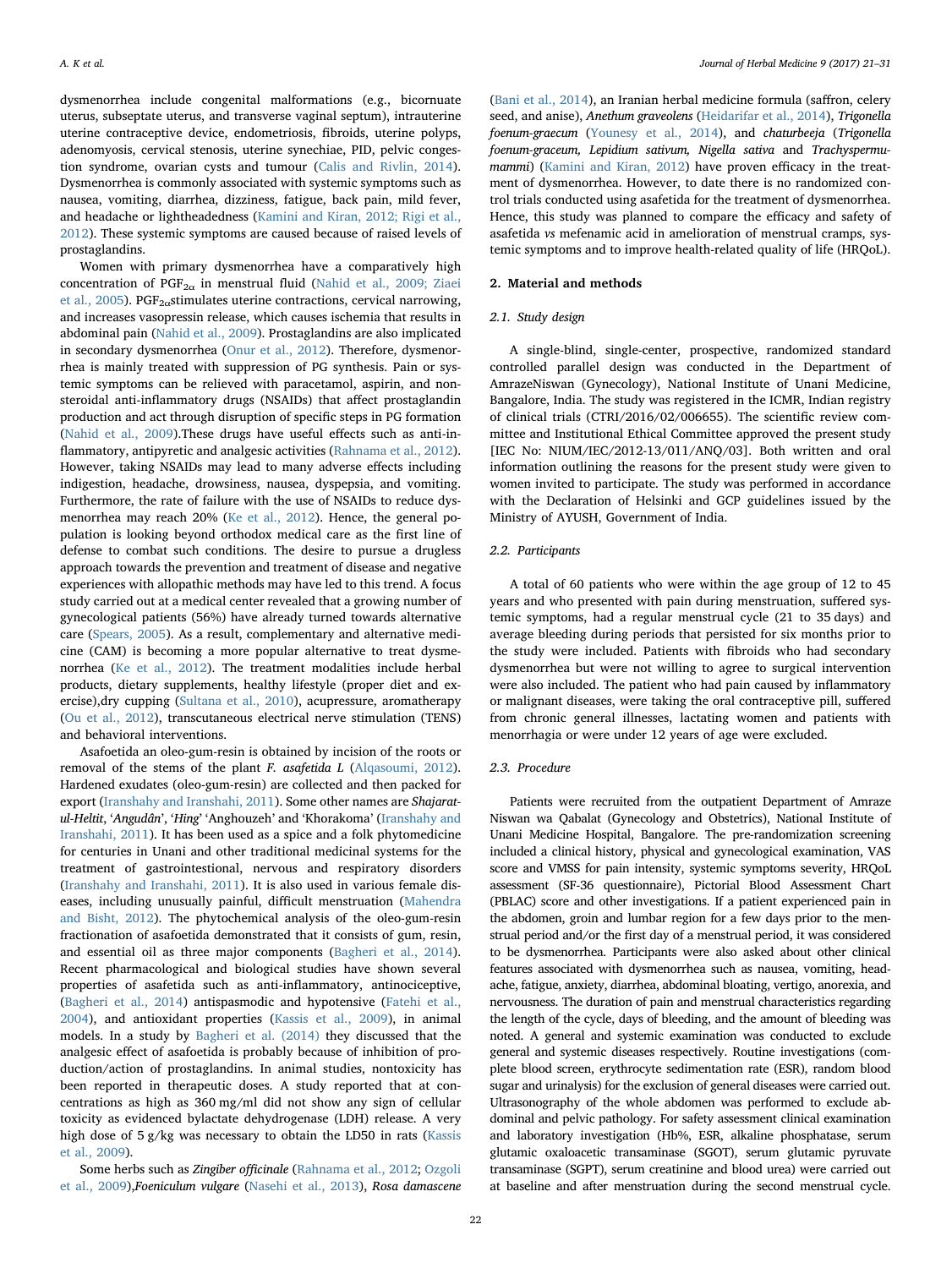dysmenorrhea include congenital malformations (e.g., bicornuate uterus, subseptate uterus, and transverse vaginal septum), intrauterine uterine contraceptive device, endometriosis, fibroids, uterine polyps, adenomyosis, cervical stenosis, uterine synechiae, PID, pelvic congestion syndrome, ovarian cysts and tumour (Calis and Rivlin, 2014). Dysmenorrhea is commonly associated with systemic symptoms such as nausea, vomiting, diarrhea, dizziness, fatigue, back pain, mild fever, and headache or lightheadedness (Kamini and Kiran, 2012; Rigi et al., 2012). These systemic symptoms are caused because of raised levels of prostaglandins.

Women with primary dysmenorrhea have a comparatively high concentration of $PGF_{2\alpha}$ in menstrual fluid (Nahid et al., 2009; Ziaei et al., 2005). $PGF_{2\alpha}$stimulates uterine contractions, cervical narrowing, and increases vasopressin release, which causes ischemia that results in abdominal pain (Nahid et al., 2009). Prostaglandins are also implicated in secondary dysmenorrhea (Onur et al., 2012). Therefore, dysmenorrhea is mainly treated with suppression of PG synthesis. Pain or systemic symptoms can be relieved with paracetamol, aspirin, and non-steroidal anti-inflammatory drugs (NSAIDs) that affect prostaglandin production and act through disruption of specific steps in PG formation (Nahid et al., 2009).These drugs have useful effects such as anti-inflammatory, antipyretic and analgesic activities (Rahnama et al., 2012). However, taking NSAIDs may lead to many adverse effects including indigestion, headache, drowsiness, nausea, dyspepsia, and vomiting. Furthermore, the rate of failure with the use of NSAIDs to reduce dysmenorrhea may reach 20% (Ke et al., 2012). Hence, the general population is looking beyond orthodox medical care as the first line of defense to combat such conditions. The desire to pursue a drugless approach towards the prevention and treatment of disease and negative experiences with allopathic methods may have led to this trend. A focus study carried out at a medical center revealed that a growing number of gynecological patients (56%) have already turned towards alternative care (Spears, 2005). As a result, complementary and alternative medicine (CAM) is becoming a more popular alternative to treat dysmenorrhea (Ke et al., 2012). The treatment modalities include herbal products, dietary supplements, healthy lifestyle (proper diet and exercise),dry cupping (Sultana et al., 2010), acupressure, aromatherapy (Ou et al., 2012), transcutaneous electrical nerve stimulation (TENS) and behavioral interventions.

Asafoetida an oleo-gum-resin is obtained by incision of the roots or removal of the stems of the plant *F. asafetida L* (Alqasoumi, 2012). Hardened exudates (oleo-gum-resin) are collected and then packed for export (Iranshahy and Iranshahi, 2011). Some other names are *Shajarat-ul-Heltit*, '*Angudân*', '*Hing*' 'Anghouzeh' and 'Khorakoma' (Iranshahy and Iranshahi, 2011). It has been used as a spice and a folk phytomedicine for centuries in Unani and other traditional medicinal systems for the treatment of gastrointestinal, nervous and respiratory disorders (Iranshahy and Iranshahi, 2011). It is also used in various female diseases, including unusually painful, difficult menstruation (Mahendra and Bisht, 2012). The phytochemical analysis of the oleo-gum-resin fractionation of asafoetida demonstrated that it consists of gum, resin, and essential oil as three major components (Bagheri et al., 2014). Recent pharmacological and biological studies have shown several properties of asafetida such as anti-inflammatory, antinociceptive, (Bagheri et al., 2014) antispasmodic and hypotensive (Fatehi et al., 2004), and antioxidant properties (Kassis et al., 2009), in animal models. In a study by Bagheri et al. (2014) they discussed that the analgesic effect of asafoetida is probably because of inhibition of production/action of prostaglandins. In animal studies, nontoxicity has been reported in therapeutic doses. A study reported that at concentrations as high as 360 mg/ml did not show any sign of cellular toxicity as evidenced bylactate dehydrogenase (LDH) release. A very high dose of 5 g/kg was necessary to obtain the LD50 in rats (Kassis et al., 2009).

Some herbs such as *Zingiber officinale* (Rahnama et al., 2012; Ozgoli et al., 2009),*Foeniculum vulgare* (Nasehi et al., 2013), *Rosa damascene* (Bani et al., 2014), an Iranian herbal medicine formula (saffron, celery seed, and anise), *Anethum graveolens* (Heidarifar et al., 2014), *Trigonella foenum-graecum* (Younesy et al., 2014), and *chaturbeeja* (*Trigonella foenum-graceum, Lepidium sativum, Nigella sativa* and *Trachyspermum-mammi*) (Kamini and Kiran, 2012) have proven efficacy in the treatment of dysmenorrhea. However, to date there is no randomized control trials conducted using asafetida for the treatment of dysmenorrhea. Hence, this study was planned to compare the efficacy and safety of asafetida *vs* mefenamic acid in amelioration of menstrual cramps, systemic symptoms and to improve health-related quality of life (HRQoL).

## 2. Material and methods

### 2.1. Study design

A single-blind, single-center, prospective, randomized standard controlled parallel design was conducted in the Department of AmrazeNiswan (Gynecology), National Institute of Unani Medicine, Bangalore, India. The study was registered in the ICMR, Indian registry of clinical trials (CTRI/2016/02/006655). The scientific review committee and Institutional Ethical Committee approved the present study [IEC No: NIUM/IEC/2012-13/011/ANQ/03]. Both written and oral information outlining the reasons for the present study were given to women invited to participate. The study was performed in accordance with the Declaration of Helsinki and GCP guidelines issued by the Ministry of AYUSH, Government of India.

### 2.2. Participants

A total of 60 patients who were within the age group of 12 to 45 years and who presented with pain during menstruation, suffered systemic symptoms, had a regular menstrual cycle (21 to 35 days) and average bleeding during periods that persisted for six months prior to the study were included. Patients with fibroids who had secondary dysmenorrhea but were not willing to agree to surgical intervention were also included. The patient who had pain caused by inflammatory or malignant diseases, were taking the oral contraceptive pill, suffered from chronic general illnesses, lactating women and patients with menorrhagia or were under 12 years of age were excluded.

### 2.3. Procedure

Patients were recruited from the outpatient Department of Amraze Niswan wa Qabalat (Gynecology and Obstetrics), National Institute of Unani Medicine Hospital, Bangalore. The pre-randomization screening included a clinical history, physical and gynecological examination, VAS score and VMSS for pain intensity, systemic symptoms severity, HRQoL assessment (SF-36 questionnaire), Pictorial Blood Assessment Chart (PBLAC) score and other investigations. If a patient experienced pain in the abdomen, groin and lumbar region for a few days prior to the menstrual period and/or the first day of a menstrual period, it was considered to be dysmenorrhea. Participants were also asked about other clinical features associated with dysmenorrhea such as nausea, vomiting, headache, fatigue, anxiety, diarrhea, abdominal bloating, vertigo, anorexia, and nervousness. The duration of pain and menstrual characteristics regarding the length of the cycle, days of bleeding, and the amount of bleeding was noted. A general and systemic examination was conducted to exclude general and systemic diseases respectively. Routine investigations (complete blood screen, erythrocyte sedimentation rate (ESR), random blood sugar and urinalysis) for the exclusion of general diseases were carried out. Ultrasonography of the whole abdomen was performed to exclude abdominal and pelvic pathology. For safety assessment clinical examination and laboratory investigation (Hb%, ESR, alkaline phosphatase, serum glutamic oxaloacetic transaminase (SGOT), serum glutamic pyruvate transaminase (SGPT), serum creatinine and blood urea) were carried out at baseline and after menstruation during the second menstrual cycle.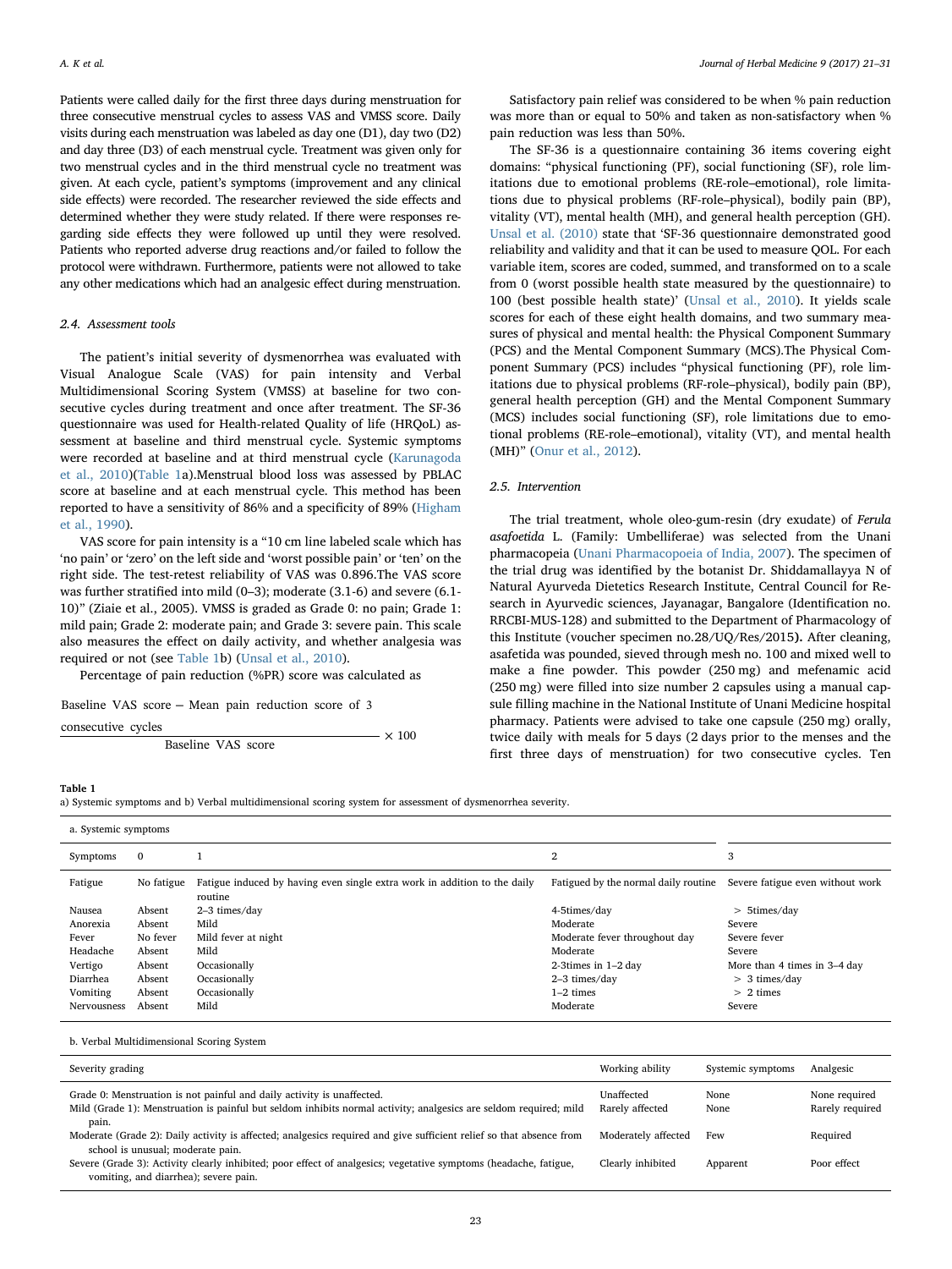Patients were called daily for the first three days during menstruation for three consecutive menstrual cycles to assess VAS and VMSS score. Daily visits during each menstruation was labeled as day one (D1), day two (D2) and day three (D3) of each menstrual cycle. Treatment was given only for two menstrual cycles and in the third menstrual cycle no treatment was given. At each cycle, patient's symptoms (improvement and any clinical side effects) were recorded. The researcher reviewed the side effects and determined whether they were study related. If there were responses regarding side effects they were followed up until they were resolved. Patients who reported adverse drug reactions and/or failed to follow the protocol were withdrawn. Furthermore, patients were not allowed to take any other medications which had an analgesic effect during menstruation.

### 2.4. Assessment tools

The patient's initial severity of dysmenorrhea was evaluated with Visual Analogue Scale (VAS) for pain intensity and Verbal Multidimensional Scoring System (VMSS) at baseline for two consecutive cycles during treatment and once after treatment. The SF-36 questionnaire was used for Health-related Quality of life (HRQoL) assessment at baseline and third menstrual cycle. Systemic symptoms were recorded at baseline and at third menstrual cycle (Karunagoda et al., 2010)(Table 1a).Menstrual blood loss was assessed by PBLAC score at baseline and at each menstrual cycle. This method has been reported to have a sensitivity of 86% and a specificity of 89% (Higham et al., 1990).

VAS score for pain intensity is a "10 cm line labeled scale which has 'no pain' or 'zero' on the left side and 'worst possible pain' or 'ten' on the right side. The test-retest reliability of VAS was 0.896.The VAS score was further stratified into mild (0–3); moderate (3.1-6) and severe (6.1-10)" (Ziaie et al., 2005). VMSS is graded as Grade 0: no pain; Grade 1: mild pain; Grade 2: moderate pain; and Grade 3: severe pain. This scale also measures the effect on daily activity, and whether analgesia was required or not (see Table 1b) (Unsal et al., 2010).

Percentage of pain reduction (%PR) score was calculated as

$$\frac{\text{Baseline VAS score} - \text{Mean pain reduction score of 3 consecutive cycles}}{\text{Baseline VAS score}} \times 100$$

Satisfactory pain relief was considered to be when % pain reduction was more than or equal to 50% and taken as non-satisfactory when % pain reduction was less than 50%.

The SF-36 is a questionnaire containing 36 items covering eight domains: "physical functioning (PF), social functioning (SF), role limitations due to emotional problems (RE-role–emotional), role limitations due to physical problems (RF-role–physical), bodily pain (BP), vitality (VT), mental health (MH), and general health perception (GH). Unsal et al. (2010) state that 'SF-36 questionnaire demonstrated good reliability and validity and that it can be used to measure QOL. For each variable item, scores are coded, summed, and transformed on to a scale from 0 (worst possible health state measured by the questionnaire) to 100 (best possible health state)' (Unsal et al., 2010). It yields scale scores for each of these eight health domains, and two summary measures of physical and mental health: the Physical Component Summary (PCS) and the Mental Component Summary (MCS).The Physical Component Summary (PCS) includes "physical functioning (PF), role limitations due to physical problems (RF-role–physical), bodily pain (BP), general health perception (GH) and the Mental Component Summary (MCS) includes social functioning (SF), role limitations due to emotional problems (RE-role–emotional), vitality (VT), and mental health (MH)" (Onur et al., 2012).

### 2.5. Intervention

The trial treatment, whole oleo-gum-resin (dry exudate) of *Ferula asafoetida* L. (Family: Umbelliferae) was selected from the Unani pharmacopeia (Unani Pharmacopoeia of India, 2007). The specimen of the trial drug was identified by the botanist Dr. Shiddamallayya N of Natural Ayurveda Dietetics Research Institute, Central Council for Research in Ayurvedic sciences, Jayanagar, Bangalore (Identification no. RRCBI-MUS-128) and submitted to the Department of Pharmacology of this Institute (voucher specimen no.28/UQ/Res/2015**)**. After cleaning, asafetida was pounded, sieved through mesh no. 100 and mixed well to make a fine powder. This powder (250 mg) and mefenamic acid (250 mg) were filled into size number 2 capsules using a manual capsule filling machine in the National Institute of Unani Medicine hospital pharmacy. Patients were advised to take one capsule (250 mg) orally, twice daily with meals for 5 days (2 days prior to the menses and the first three days of menstruation) for two consecutive cycles. Ten

**Table 1**
a) Systemic symptoms and b) Verbal multidimensional scoring system for assessment of dysmenorrhea severity.

a. Systemic symptoms

| Symptoms | 0 | 1 | 2 | 3 |
|---|---|---|---|---|
| Fatigue | No fatigue | Fatigue induced by having even single extra work in addition to the daily routine | Fatigued by the normal daily routine | Severe fatigue even without work |
| Nausea | Absent | 2–3 times/day | 4-5times/day | > 5times/day |
| Anorexia | Absent | Mild | Moderate | Severe |
| Fever | No fever | Mild fever at night | Moderate fever throughout day | Severe fever |
| Headache | Absent | Mild | Moderate | Severe |
| Vertigo | Absent | Occasionally | 2-3times in 1–2 day | More than 4 times in 3–4 day |
| Diarrhea | Absent | Occasionally | 2–3 times/day | > 3 times/day |
| Vomiting | Absent | Occasionally | 1–2 times | > 2 times |
| Nervousness | Absent | Mild | Moderate | Severe |

b. Verbal Multidimensional Scoring System

| Severity grading | Working ability | Systemic symptoms | Analgesic |
|---|---|---|---|
| Grade 0: Menstruation is not painful and daily activity is unaffected. | Unaffected | None | None required |
| Mild (Grade 1): Menstruation is painful but seldom inhibits normal activity; analgesics are seldom required; mild pain. | Rarely affected | None | Rarely required |
| Moderate (Grade 2): Daily activity is affected; analgesics required and give sufficient relief so that absence from school is unusual; moderate pain. | Moderately affected | Few | Required |
| Severe (Grade 3): Activity clearly inhibited; poor effect of analgesics; vegetative symptoms (headache, fatigue, vomiting, and diarrhea); severe pain. | Clearly inhibited | Apparent | Poor effect |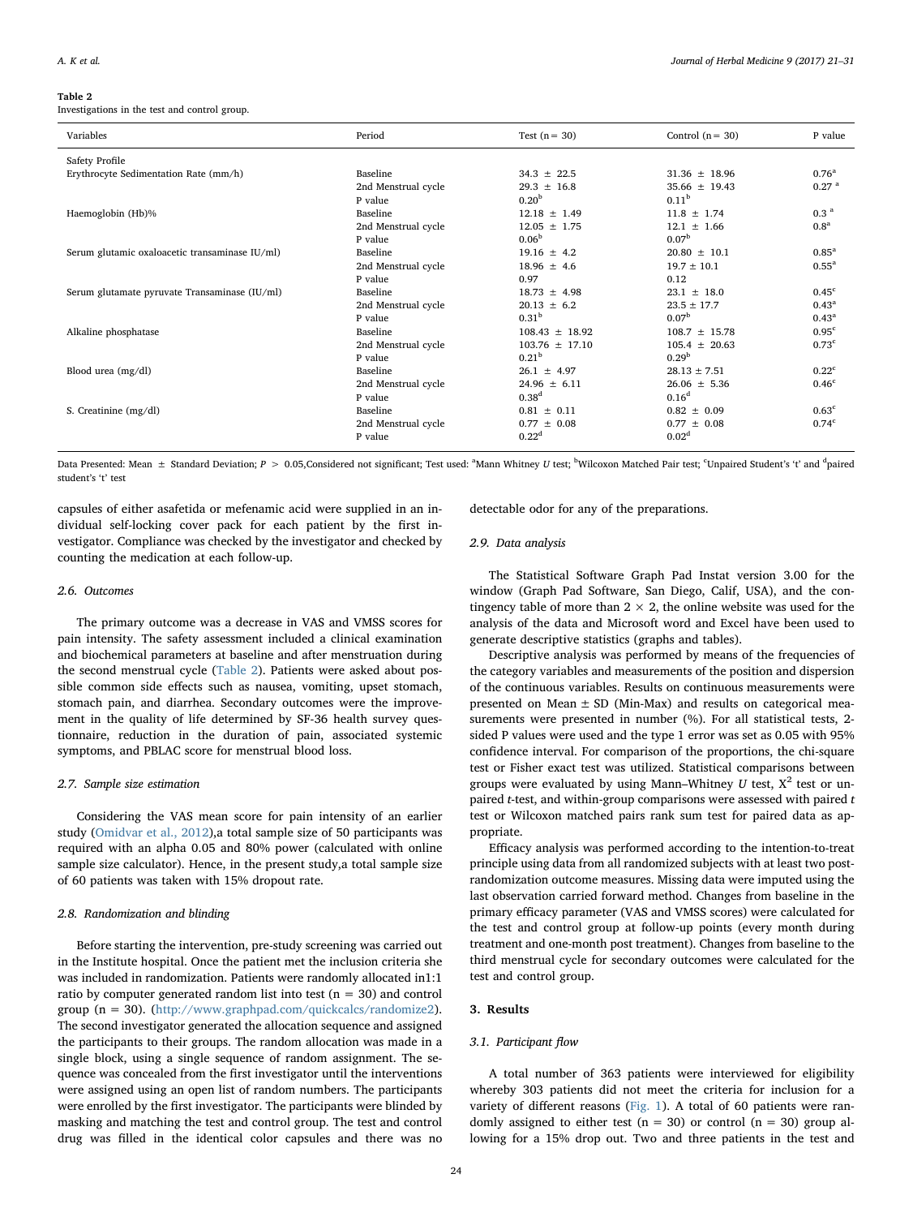**Table 2**
Investigations in the test and control group.

| Variables | Period | Test (n = 30) | Control (n = 30) | P value |
|---|---|---|---|---|
| Safety Profile | | | | |
| Erythrocyte Sedimentation Rate (mm/h) | Baseline | 34.3 ± 22.5 | 31.36 ± 18.96 | 0.76[a] |
| | 2nd Menstrual cycle | 29.3 ± 16.8 | 35.66 ± 19.43 | 0.27 [a] |
| | P value | 0.20[b] | 0.11[b] | |
| Haemoglobin (Hb)% | Baseline | 12.18 ± 1.49 | 11.8 ± 1.74 | 0.3 [a] |
| | 2nd Menstrual cycle | 12.05 ± 1.75 | 12.1 ± 1.66 | 0.8[a] |
| | P value | 0.06[b] | 0.07[b] | |
| Serum glutamic oxaloacetic transaminase IU/ml) | Baseline | 19.16 ± 4.2 | 20.80 ± 10.1 | 0.85[a] |
| | 2nd Menstrual cycle | 18.96 ± 4.6 | 19.7 ± 10.1 | 0.55[a] |
| | P value | 0.97 | 0.12 | |
| Serum glutamate pyruvate Transaminase (IU/ml) | Baseline | 18.73 ± 4.98 | 23.1 ± 18.0 | 0.45[c] |
| | 2nd Menstrual cycle | 20.13 ± 6.2 | 23.5 ± 17.7 | 0.43[a] |
| | P value | 0.31[b] | 0.07[b] | 0.43[a] |
| Alkaline phosphatase | Baseline | 108.43 ± 18.92 | 108.7 ± 15.78 | 0.95[c] |
| | 2nd Menstrual cycle | 103.76 ± 17.10 | 105.4 ± 20.63 | 0.73[c] |
| | P value | 0.21[b] | 0.29[b] | |
| Blood urea (mg/dl) | Baseline | 26.1 ± 4.97 | 28.13 ± 7.51 | 0.22[c] |
| | 2nd Menstrual cycle | 24.96 ± 6.11 | 26.06 ± 5.36 | 0.46[c] |
| | P value | 0.38[d] | 0.16[d] | |
| S. Creatinine (mg/dl) | Baseline | 0.81 ± 0.11 | 0.82 ± 0.09 | 0.63[c] |
| | 2nd Menstrual cycle | 0.77 ± 0.08 | 0.77 ± 0.08 | 0.74[c] |
| | P value | 0.22[d] | 0.02[d] | |

Data Presented: Mean ± Standard Deviation; $P > 0.05$,Considered not significant; Test used: [a]Mann Whitney $U$ test; [b]Wilcoxon Matched Pair test; [c]Unpaired Student's 't' and [d]paired student's 't' test

capsules of either asafetida or mefenamic acid were supplied in an individual self-locking cover pack for each patient by the first investigator. Compliance was checked by the investigator and checked by counting the medication at each follow-up.

### 2.6. Outcomes

The primary outcome was a decrease in VAS and VMSS scores for pain intensity. The safety assessment included a clinical examination and biochemical parameters at baseline and after menstruation during the second menstrual cycle (Table 2). Patients were asked about possible common side effects such as nausea, vomiting, upset stomach, stomach pain, and diarrhea. Secondary outcomes were the improvement in the quality of life determined by SF-36 health survey questionnaire, reduction in the duration of pain, associated systemic symptoms, and PBLAC score for menstrual blood loss.

### 2.7. Sample size estimation

Considering the VAS mean score for pain intensity of an earlier study (Omidvar et al., 2012),a total sample size of 50 participants was required with an alpha 0.05 and 80% power (calculated with online sample size calculator). Hence, in the present study,a total sample size of 60 patients was taken with 15% dropout rate.

### 2.8. Randomization and blinding

Before starting the intervention, pre-study screening was carried out in the Institute hospital. Once the patient met the inclusion criteria she was included in randomization. Patients were randomly allocated in1:1 ratio by computer generated random list into test (n = 30) and control group (n = 30). (http://www.graphpad.com/quickcalcs/randomize2). The second investigator generated the allocation sequence and assigned the participants to their groups. The random allocation was made in a single block, using a single sequence of random assignment. The sequence was concealed from the first investigator until the interventions were assigned using an open list of random numbers. The participants were enrolled by the first investigator. The participants were blinded by masking and matching the test and control group. The test and control drug was filled in the identical color capsules and there was no detectable odor for any of the preparations.

### 2.9. Data analysis

The Statistical Software Graph Pad Instat version 3.00 for the window (Graph Pad Software, San Diego, Calif, USA), and the contingency table of more than 2 × 2, the online website was used for the analysis of the data and Microsoft word and Excel have been used to generate descriptive statistics (graphs and tables).

Descriptive analysis was performed by means of the frequencies of the category variables and measurements of the position and dispersion of the continuous variables. Results on continuous measurements were presented on Mean ± SD (Min-Max) and results on categorical measurements were presented in number (%). For all statistical tests, 2-sided P values were used and the type 1 error was set as 0.05 with 95% confidence interval. For comparison of the proportions, the chi-square test or Fisher exact test was utilized. Statistical comparisons between groups were evaluated by using Mann–Whitney $U$ test, $X^2$ test or unpaired $t$-test, and within-group comparisons were assessed with paired $t$ test or Wilcoxon matched pairs rank sum test for paired data as appropriate.

Efficacy analysis was performed according to the intention-to-treat principle using data from all randomized subjects with at least two post-randomization outcome measures. Missing data were imputed using the last observation carried forward method. Changes from baseline in the primary efficacy parameter (VAS and VMSS scores) were calculated for the test and control group at follow-up points (every month during treatment and one-month post treatment). Changes from baseline to the third menstrual cycle for secondary outcomes were calculated for the test and control group.

## 3. Results

### 3.1. Participant flow

A total number of 363 patients were interviewed for eligibility whereby 303 patients did not meet the criteria for inclusion for a variety of different reasons (Fig. 1). A total of 60 patients were randomly assigned to either test (n = 30) or control (n = 30) group allowing for a 15% drop out. Two and three patients in the test and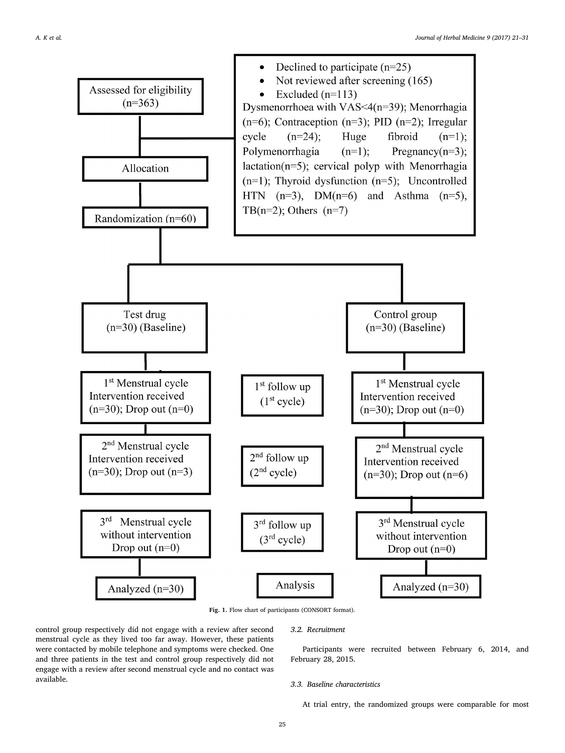- Assessed for eligibility (n=363)
- Declined to participate (n=25)
- Not reviewed after screening (165)
- Excluded (n=113)

Dysmenorrhoea with VAS<4(n=39); Menorrhagia (n=6); Contraception (n=3); PID (n=2); Irregular cycle (n=24); Huge fibroid (n=1); Polymenorrhagia (n=1); Pregnancy(n=3); lactation(n=5); cervical polyp with Menorrhagia (n=1); Thyroid dysfunction (n=5); Uncontrolled HTN (n=3), DM(n=6) and Asthma (n=5), TB(n=2); Others (n=7)

Allocation

Randomization (n=60)

| Test drug | | Control group |
| --- | --- | --- |
| Test drug (n=30) (Baseline) | | Control group (n=30) (Baseline) |
| 1st Menstrual cycle Intervention received (n=30); Drop out (n=0) | 1st follow up (1st cycle) | 1st Menstrual cycle Intervention received (n=30); Drop out (n=0) |
| 2nd Menstrual cycle Intervention received (n=30); Drop out (n=3) | 2nd follow up (2nd cycle) | 2nd Menstrual cycle Intervention received (n=30); Drop out (n=6) |
| 3rd Menstrual cycle without intervention Drop out (n=0) | 3rd follow up (3rd cycle) | 3rd Menstrual cycle without intervention Drop out (n=0) |
| Analyzed (n=30) | Analysis | Analyzed (n=30) |

**Fig. 1.** Flow chart of participants (CONSORT format).

control group respectively did not engage with a review after second menstrual cycle as they lived too far away. However, these patients were contacted by mobile telephone and symptoms were checked. One and three patients in the test and control group respectively did not engage with a review after second menstrual cycle and no contact was available.

### *3.2. Recruitment*

Participants were recruited between February 6, 2014, and February 28, 2015.

### *3.3. Baseline characteristics*

At trial entry, the randomized groups were comparable for most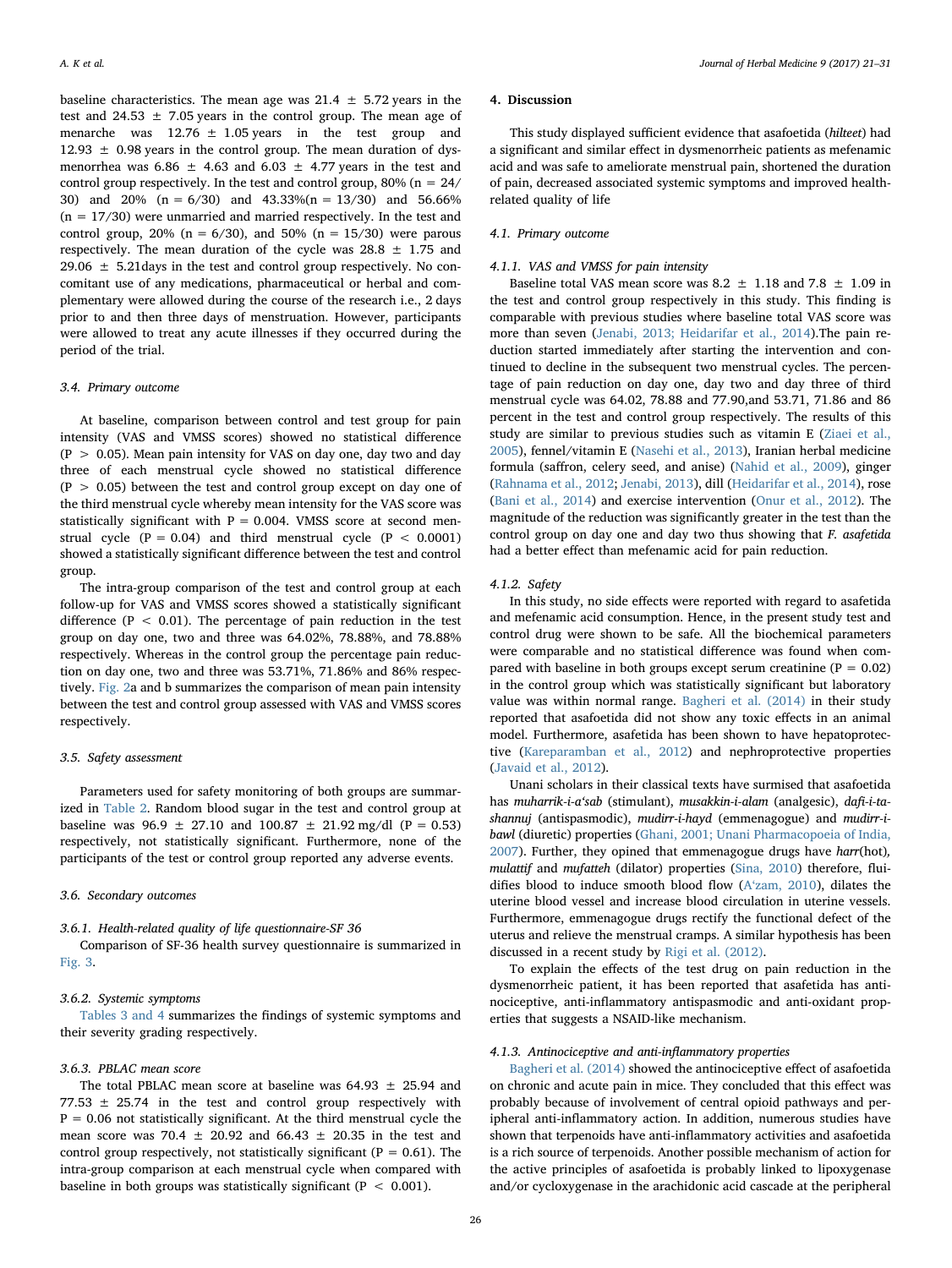baseline characteristics. The mean age was 21.4 ± 5.72 years in the test and 24.53 ± 7.05 years in the control group. The mean age of menarche was 12.76 ± 1.05 years in the test group and 12.93 ± 0.98 years in the control group. The mean duration of dysmenorrhea was 6.86 ± 4.63 and 6.03 ± 4.77 years in the test and control group respectively. In the test and control group, 80% (n = 24/30) and 20% (n = 6/30) and 43.33%(n = 13/30) and 56.66% (n = 17/30) were unmarried and married respectively. In the test and control group, 20% (n = 6/30), and 50% (n = 15/30) were parous respectively. The mean duration of the cycle was 28.8 ± 1.75 and 29.06 ± 5.21days in the test and control group respectively. No concomitant use of any medications, pharmaceutical or herbal and complementary were allowed during the course of the research i.e., 2 days prior to and then three days of menstruation. However, participants were allowed to treat any acute illnesses if they occurred during the period of the trial.

### 3.4. Primary outcome

At baseline, comparison between control and test group for pain intensity (VAS and VMSS scores) showed no statistical difference ($P > 0.05$). Mean pain intensity for VAS on day one, day two and day three of each menstrual cycle showed no statistical difference ($P > 0.05$) between the test and control group except on day one of the third menstrual cycle whereby mean intensity for the VAS score was statistically significant with $P = 0.004$. VMSS score at second menstrual cycle ($P = 0.04$) and third menstrual cycle ($P < 0.0001$) showed a statistically significant difference between the test and control group.

The intra-group comparison of the test and control group at each follow-up for VAS and VMSS scores showed a statistically significant difference ($P < 0.01$). The percentage of pain reduction in the test group on day one, two and three was 64.02%, 78.88%, and 78.88% respectively. Whereas in the control group the percentage pain reduction on day one, two and three was 53.71%, 71.86% and 86% respectively. Fig. 2a and b summarizes the comparison of mean pain intensity between the test and control group assessed with VAS and VMSS scores respectively.

### 3.5. Safety assessment

Parameters used for safety monitoring of both groups are summarized in Table 2. Random blood sugar in the test and control group at baseline was 96.9 ± 27.10 and 100.87 ± 21.92 mg/dl ($P = 0.53$) respectively, not statistically significant. Furthermore, none of the participants of the test or control group reported any adverse events.

### 3.6. Secondary outcomes

#### 3.6.1. Health-related quality of life questionnaire-SF 36

Comparison of SF-36 health survey questionnaire is summarized in Fig. 3.

#### 3.6.2. Systemic symptoms

Tables 3 and 4 summarizes the findings of systemic symptoms and their severity grading respectively.

#### 3.6.3. PBLAC mean score

The total PBLAC mean score at baseline was 64.93 ± 25.94 and 77.53 ± 25.74 in the test and control group respectively with $P = 0.06$ not statistically significant. At the third menstrual cycle the mean score was 70.4 ± 20.92 and 66.43 ± 20.35 in the test and control group respectively, not statistically significant ($P = 0.61$). The intra-group comparison at each menstrual cycle when compared with baseline in both groups was statistically significant ($P < 0.001$).

## 4. Discussion

This study displayed sufficient evidence that asafoetida (*hilteet*) had a significant and similar effect in dysmenorrheic patients as mefenamic acid and was safe to ameliorate menstrual pain, shortened the duration of pain, decreased associated systemic symptoms and improved health-related quality of life

### 4.1. Primary outcome

#### 4.1.1. VAS and VMSS for pain intensity

Baseline total VAS mean score was 8.2 ± 1.18 and 7.8 ± 1.09 in the test and control group respectively in this study. This finding is comparable with previous studies where baseline total VAS score was more than seven (Jenabi, 2013; Heidarifar et al., 2014).The pain reduction started immediately after starting the intervention and continued to decline in the subsequent two menstrual cycles. The percentage of pain reduction on day one, day two and day three of third menstrual cycle was 64.02, 78.88 and 77.90,and 53.71, 71.86 and 86 percent in the test and control group respectively. The results of this study are similar to previous studies such as vitamin E (Ziaei et al., 2005), fennel/vitamin E (Nasehi et al., 2013), Iranian herbal medicine formula (saffron, celery seed, and anise) (Nahid et al., 2009), ginger (Rahnama et al., 2012; Jenabi, 2013), dill (Heidarifar et al., 2014), rose (Bani et al., 2014) and exercise intervention (Onur et al., 2012). The magnitude of the reduction was significantly greater in the test than the control group on day one and day two thus showing that *F. asafetida* had a better effect than mefenamic acid for pain reduction.

#### 4.1.2. Safety

In this study, no side effects were reported with regard to asafetida and mefenamic acid consumption. Hence, in the present study test and control drug were shown to be safe. All the biochemical parameters were comparable and no statistical difference was found when compared with baseline in both groups except serum creatinine ($P = 0.02$) in the control group which was statistically significant but laboratory value was within normal range. Bagheri et al. (2014) in their study reported that asafoetida did not show any toxic effects in an animal model. Furthermore, asafetida has been shown to have hepatoprotective (Kareparamban et al., 2012) and nephroprotective properties (Javaid et al., 2012).

Unani scholars in their classical texts have surmised that asafoetida has *muharrik-i-a'sab* (stimulant), *musakkin-i-alam* (analgesic), *dafi-i-tashannuj* (antispasmodic), *mudirr-i-hayd* (emmenagogue) and *mudirr-i-bawl* (diuretic) properties (Ghani, 2001; Unani Pharmacopoeia of India, 2007). Further, they opined that emmenagogue drugs have *harr*(hot), *mulattif* and *mufatteh* (dilator) properties (Sina, 2010) therefore, fluidifies blood to induce smooth blood flow (A'zam, 2010), dilates the uterine blood vessel and increase blood circulation in uterine vessels. Furthermore, emmenagogue drugs rectify the functional defect of the uterus and relieve the menstrual cramps. A similar hypothesis has been discussed in a recent study by Rigi et al. (2012).

To explain the effects of the test drug on pain reduction in the dysmenorrheic patient, it has been reported that asafetida has antinociceptive, anti-inflammatory antispasmodic and anti-oxidant properties that suggests a NSAID-like mechanism.

#### 4.1.3. Antinociceptive and anti-inflammatory properties

Bagheri et al. (2014) showed the antinociceptive effect of asafoetida on chronic and acute pain in mice. They concluded that this effect was probably because of involvement of central opioid pathways and peripheral anti-inflammatory action. In addition, numerous studies have shown that terpenoids have anti-inflammatory activities and asafoetida is a rich source of terpenoids. Another possible mechanism of action for the active principles of asafoetida is probably linked to lipoxygenase and/or cycloxygenase in the arachidonic acid cascade at the peripheral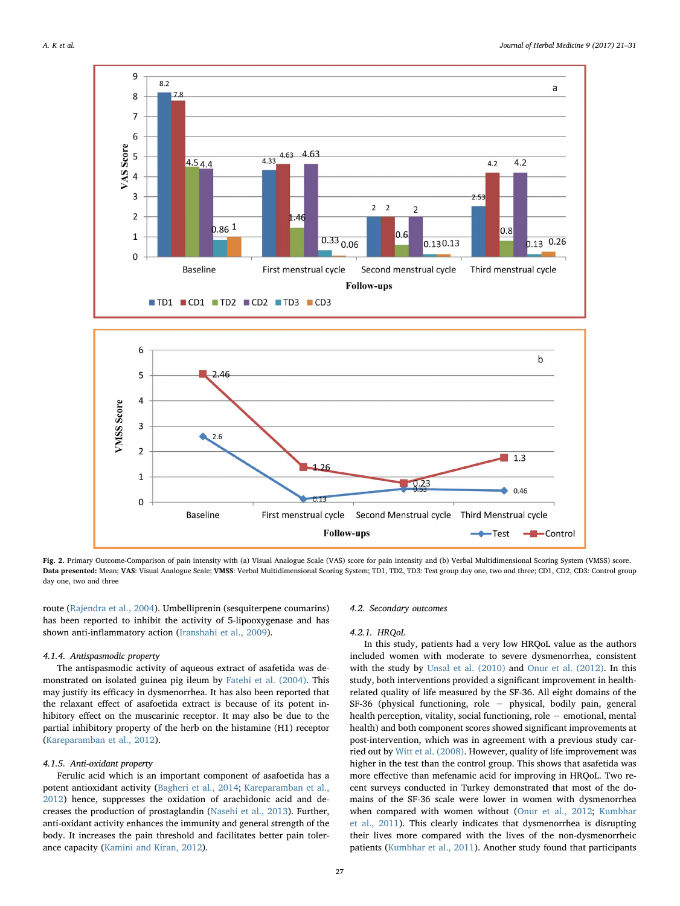Fig. 2. Primary Outcome-Comparison of pain intensity with (a) Visual Analogue Scale (VAS) score for pain intensity and (b) Verbal Multidimensional Scoring System (VMSS) score. **Data presented:** Mean; **VAS**: Visual Analogue Scale; **VMSS**: Verbal Multidimensional Scoring System; TD1, TD2, TD3: Test group day one, two and three; CD1, CD2, CD3: Control group day one, two and three

route (Rajendra et al., 2004). Umbelliprenin (sesquiterpene coumarins) has been reported to inhibit the activity of 5-lipooxygenase and has shown anti-inflammatory action (Iranshahi et al., 2009).

#### 4.1.4. Antispasmodic property

The antispasmodic activity of aqueous extract of asafetida was demonstrated on isolated guinea pig ileum by Fatehi et al. (2004). This may justify its efficacy in dysmenorrhea. It has also been reported that the relaxant effect of asafoetida extract is because of its potent inhibitory effect on the muscarinic receptor. It may also be due to the partial inhibitory property of the herb on the histamine (H1) receptor (Kareparamban et al., 2012).

#### 4.1.5. Anti-oxidant property

Ferulic acid which is an important component of asafoetida has a potent antioxidant activity (Bagheri et al., 2014; Kareparamban et al., 2012) hence, suppresses the oxidation of arachidonic acid and decreases the production of prostaglandin (Nasehi et al., 2013). Further, anti-oxidant activity enhances the immunity and general strength of the body. It increases the pain threshold and facilitates better pain tolerance capacity (Kamini and Kiran, 2012).

### 4.2. Secondary outcomes

#### 4.2.1. HRQoL

In this study, patients had a very low HRQoL value as the authors included women with moderate to severe dysmenorrhea, consistent with the study by Unsal et al. (2010) and Onur et al. (2012). In this study, both interventions provided a significant improvement in health-related quality of life measured by the SF-36. All eight domains of the SF-36 (physical functioning, role − physical, bodily pain, general health perception, vitality, social functioning, role − emotional, mental health) and both component scores showed significant improvements at post-intervention, which was in agreement with a previous study carried out by Witt et al. (2008). However, quality of life improvement was higher in the test than the control group. This shows that asafetida was more effective than mefenamic acid for improving in HRQoL. Two recent surveys conducted in Turkey demonstrated that most of the domains of the SF-36 scale were lower in women with dysmenorrhea when compared with women without (Onur et al., 2012; Kumbhar et al., 2011). This clearly indicates that dysmenorrhea is disrupting their lives more compared with the lives of the non-dysmenorrheic patients (Kumbhar et al., 2011). Another study found that participants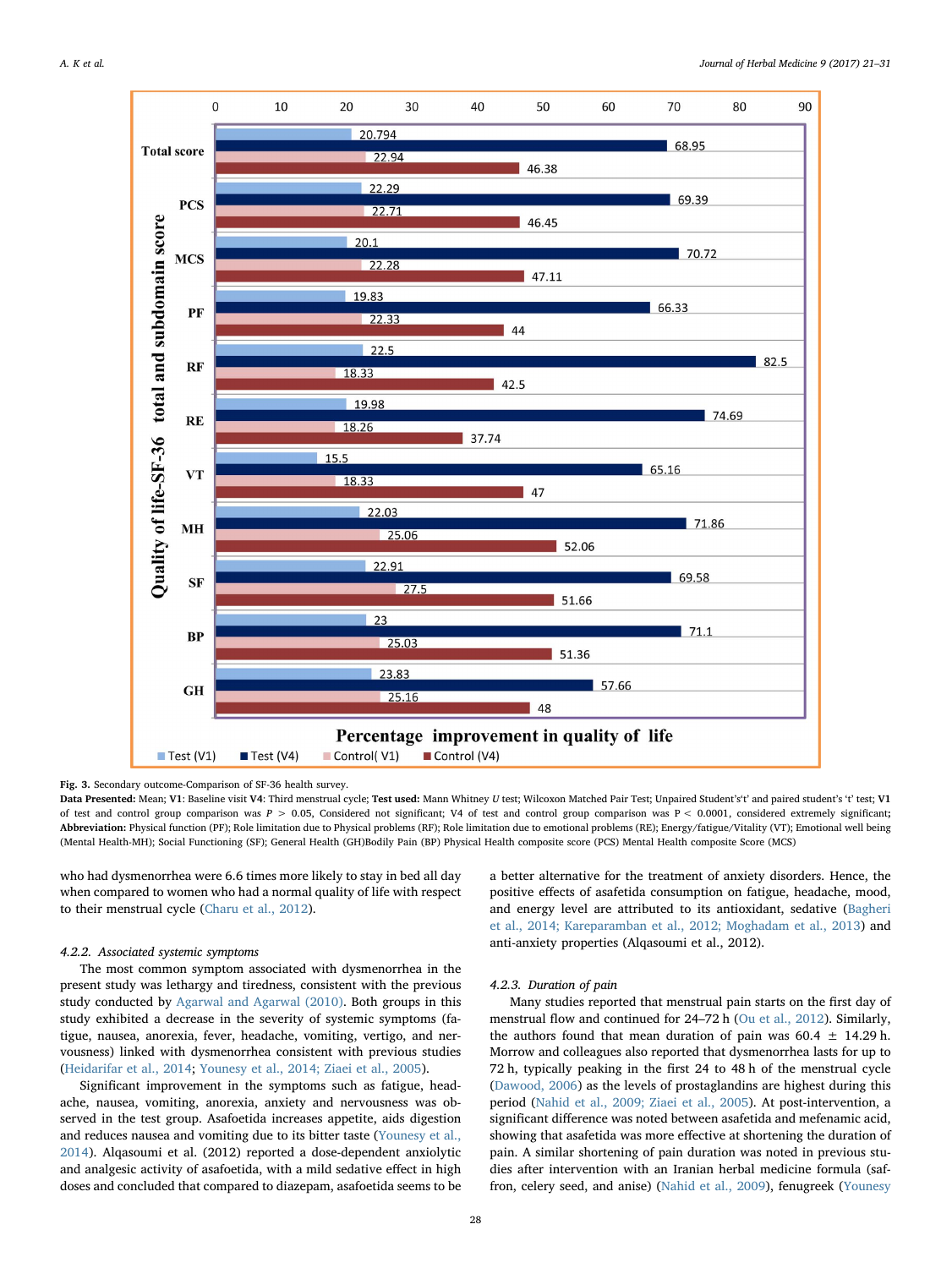**Fig. 3.** Secondary outcome-Comparison of SF-36 health survey.

**Data Presented:** Mean; **V1**: Baseline visit **V4**: Third menstrual cycle; **Test used:** Mann Whitney *U* test; Wilcoxon Matched Pair Test; Unpaired Student's't' and paired student's 't' test; **V1** of test and control group comparison was $P > 0.05$, Considered not significant; V4 of test and control group comparison was $P < 0.0001$, considered extremely significant; **Abbreviation:** Physical function (PF); Role limitation due to Physical problems (RF); Role limitation due to emotional problems (RE); Energy/fatigue/Vitality (VT); Emotional well being (Mental Health-MH); Social Functioning (SF); General Health (GH)Bodily Pain (BP) Physical Health composite score (PCS) Mental Health composite Score (MCS)

| Quality of life-SF-36 total and subdomain score | Test (V1) | Test (V4) | Control (V1) | Control (V4) |
|---|---|---|---|---|
| Total score | 20.794 | 68.95 | 22.94 | 46.38 |
| PCS | 22.29 | 69.39 | 22.71 | 46.45 |
| MCS | 20.1 | 70.72 | 22.28 | 47.11 |
| PF | 19.83 | 66.33 | 22.33 | 44 |
| RF | 22.5 | 82.5 | 18.33 | 42.5 |
| RE | 19.98 | 74.69 | 18.26 | 37.74 |
| VT | 15.5 | 65.16 | 18.33 | 47 |
| MH | 22.03 | 71.86 | 25.06 | 52.06 |
| SF | 22.91 | 69.58 | 27.5 | 51.66 |
| BP | 23 | 71.1 | 25.03 | 51.36 |
| GH | 23.83 | 57.66 | 25.16 | 48 |

Percentage improvement in quality of life

who had dysmenorrhea were 6.6 times more likely to stay in bed all day when compared to women who had a normal quality of life with respect to their menstrual cycle (Charu et al., 2012).

#### 4.2.2. Associated systemic symptoms

The most common symptom associated with dysmenorrhea in the present study was lethargy and tiredness, consistent with the previous study conducted by Agarwal and Agarwal (2010). Both groups in this study exhibited a decrease in the severity of systemic symptoms (fatigue, nausea, anorexia, fever, headache, vomiting, vertigo, and nervousness) linked with dysmenorrhea consistent with previous studies (Heidarifar et al., 2014; Younesy et al., 2014; Ziaei et al., 2005).

Significant improvement in the symptoms such as fatigue, headache, nausea, vomiting, anorexia, anxiety and nervousness was observed in the test group. Asafoetida increases appetite, aids digestion and reduces nausea and vomiting due to its bitter taste (Younesy et al., 2014). Alqasoumi et al. (2012) reported a dose-dependent anxiolytic and analgesic activity of asafoetida, with a mild sedative effect in high doses and concluded that compared to diazepam, asafoetida seems to be a better alternative for the treatment of anxiety disorders. Hence, the positive effects of asafetida consumption on fatigue, headache, mood, and energy level are attributed to its antioxidant, sedative (Bagheri et al., 2014; Kareparamban et al., 2012; Moghadam et al., 2013) and anti-anxiety properties (Alqasoumi et al., 2012).

#### 4.2.3. Duration of pain

Many studies reported that menstrual pain starts on the first day of menstrual flow and continued for 24–72 h (Ou et al., 2012). Similarly, the authors found that mean duration of pain was 60.4 ± 14.29 h. Morrow and colleagues also reported that dysmenorrhea lasts for up to 72 h, typically peaking in the first 24 to 48 h of the menstrual cycle (Dawood, 2006) as the levels of prostaglandins are highest during this period (Nahid et al., 2009; Ziaei et al., 2005). At post-intervention, a significant difference was noted between asafetida and mefenamic acid, showing that asafetida was more effective at shortening the duration of pain. A similar shortening of pain duration was noted in previous studies after intervention with an Iranian herbal medicine formula (saffron, celery seed, and anise) (Nahid et al., 2009), fenugreek (Younesy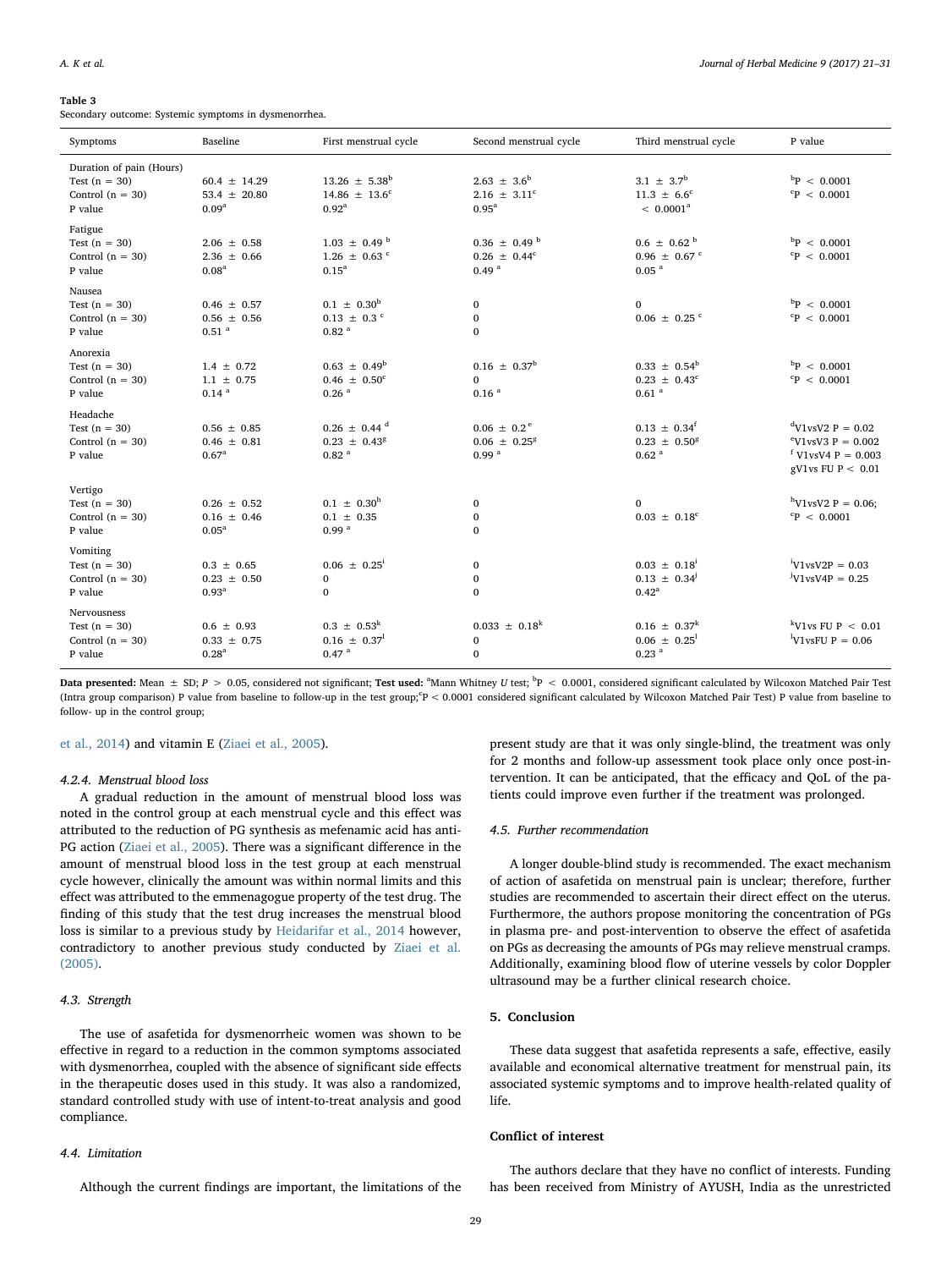**Table 3**
Secondary outcome: Systemic symptoms in dysmenorrhea.

| Symptoms | Baseline | First menstrual cycle | Second menstrual cycle | Third menstrual cycle | P value |
|---|---|---|---|---|---|
| Duration of pain (Hours) | | | | | |
| Test (n = 30) | 60.4 ± 14.29 | 13.26 ± 5.38[b] | 2.63 ± 3.6[b] | 3.1 ± 3.7[b] | [b]P < 0.0001 |
| Control (n = 30) | 53.4 ± 20.80 | 14.86 ± 13.6[c] | 2.16 ± 3.11[c] | 11.3 ± 6.6[c] | [c]P < 0.0001 |
| P value | 0.09[a] | 0.92[a] | 0.95[a] | < 0.0001[a] | |
| Fatigue | | | | | |
| Test (n = 30) | 2.06 ± 0.58 | 1.03 ± 0.49 [b] | 0.36 ± 0.49 [b] | 0.6 ± 0.62 [b] | [b]P < 0.0001 |
| Control (n = 30) | 2.36 ± 0.66 | 1.26 ± 0.63 [c] | 0.26 ± 0.44[c] | 0.96 ± 0.67 [c] | [c]P < 0.0001 |
| P value | 0.08[a] | 0.15[a] | 0.49 [a] | 0.05 [a] | |
| Nausea | | | | | |
| Test (n = 30) | 0.46 ± 0.57 | 0.1 ± 0.30[b] | 0 | 0 | [b]P < 0.0001 |
| Control (n = 30) | 0.56 ± 0.56 | 0.13 ± 0.3 [c] | 0 | 0.06 ± 0.25 [c] | [c]P < 0.0001 |
| P value | 0.51 [a] | 0.82 [a] | 0 | | |
| Anorexia | | | | | |
| Test (n = 30) | 1.4 ± 0.72 | 0.63 ± 0.49[b] | 0.16 ± 0.37[b] | 0.33 ± 0.54[b] | [b]P < 0.0001 |
| Control (n = 30) | 1.1 ± 0.75 | 0.46 ± 0.50[c] | 0 | 0.23 ± 0.43[c] | [c]P < 0.0001 |
| P value | 0.14 [a] | 0.26 [a] | 0.16 [a] | 0.61 [a] | |
| Headache | | | | | |
| Test (n = 30) | 0.56 ± 0.85 | 0.26 ± 0.44 [d] | 0.06 ± 0.2 [e] | 0.13 ± 0.34[f] | [d]V1vsV2 P = 0.02 |
| Control (n = 30) | 0.46 ± 0.81 | 0.23 ± 0.43[g] | 0.06 ± 0.25[g] | 0.23 ± 0.50[g] | [e]V1vsV3 P = 0.002 |
| P value | 0.67[a] | 0.82 [a] | 0.99 [a] | 0.62 [a] | [f] V1vsV4 P = 0.003 |
| | | | | | gV1vs FU P < 0.01 |
| Vertigo | | | | | |
| Test (n = 30) | 0.26 ± 0.52 | 0.1 ± 0.30[h] | 0 | 0 | [h]V1vsV2 P = 0.06; |
| Control (n = 30) | 0.16 ± 0.46 | 0.1 ± 0.35 | 0 | 0.03 ± 0.18[c] | [c]P < 0.0001 |
| P value | 0.05[a] | 0.99 [a] | 0 | | |
| Vomiting | | | | | |
| Test (n = 30) | 0.3 ± 0.65 | 0.06 ± 0.25[i] | 0 | 0.03 ± 0.18[i] | [i]V1vsV2P = 0.03 |
| Control (n = 30) | 0.23 ± 0.50 | 0 | 0 | 0.13 ± 0.34[j] | [j]V1vsV4P = 0.25 |
| P value | 0.93[a] | 0 | 0 | 0.42[a] | |
| Nervousness | | | | | |
| Test (n = 30) | 0.6 ± 0.93 | 0.3 ± 0.53[k] | 0.033 ± 0.18[k] | 0.16 ± 0.37[k] | [k]V1vs FU P < 0.01 |
| Control (n = 30) | 0.33 ± 0.75 | 0.16 ± 0.37[l] | 0 | 0.06 ± 0.25[l] | [l]V1vsFU P = 0.06 |
| P value | 0.28[a] | 0.47 [a] | 0 | 0.23 [a] | |

**Data presented:** Mean ± SD; P > 0.05, considered not significant; **Test used:** [a]Mann Whitney *U* test; [b]P < 0.0001, considered significant calculated by Wilcoxon Matched Pair Test (Intra group comparison) P value from baseline to follow-up in the test group;[c]P < 0.0001 considered significant calculated by Wilcoxon Matched Pair Test) P value from baseline to follow- up in the control group;

et al., 2014) and vitamin E (Ziaei et al., 2005).

#### 4.2.4. Menstrual blood loss

A gradual reduction in the amount of menstrual blood loss was noted in the control group at each menstrual cycle and this effect was attributed to the reduction of PG synthesis as mefenamic acid has anti-PG action (Ziaei et al., 2005). There was a significant difference in the amount of menstrual blood loss in the test group at each menstrual cycle however, clinically the amount was within normal limits and this effect was attributed to the emmenagogue property of the test drug. The finding of this study that the test drug increases the menstrual blood loss is similar to a previous study by Heidarifar et al., 2014 however, contradictory to another previous study conducted by Ziaei et al. (2005).

### 4.3. Strength

The use of asafetida for dysmenorrheic women was shown to be effective in regard to a reduction in the common symptoms associated with dysmenorrhea, coupled with the absence of significant side effects in the therapeutic doses used in this study. It was also a randomized, standard controlled study with use of intent-to-treat analysis and good compliance.

### 4.4. Limitation

Although the current findings are important, the limitations of the present study are that it was only single-blind, the treatment was only for 2 months and follow-up assessment took place only once post-intervention. It can be anticipated, that the efficacy and QoL of the patients could improve even further if the treatment was prolonged.

### 4.5. Further recommendation

A longer double-blind study is recommended. The exact mechanism of action of asafetida on menstrual pain is unclear; therefore, further studies are recommended to ascertain their direct effect on the uterus. Furthermore, the authors propose monitoring the concentration of PGs in plasma pre- and post-intervention to observe the effect of asafetida on PGs as decreasing the amounts of PGs may relieve menstrual cramps. Additionally, examining blood flow of uterine vessels by color Doppler ultrasound may be a further clinical research choice.

## 5. Conclusion

These data suggest that asafetida represents a safe, effective, easily available and economical alternative treatment for menstrual pain, its associated systemic symptoms and to improve health-related quality of life.

## Conflict of interest

The authors declare that they have no conflict of interests. Funding has been received from Ministry of AYUSH, India as the unrestricted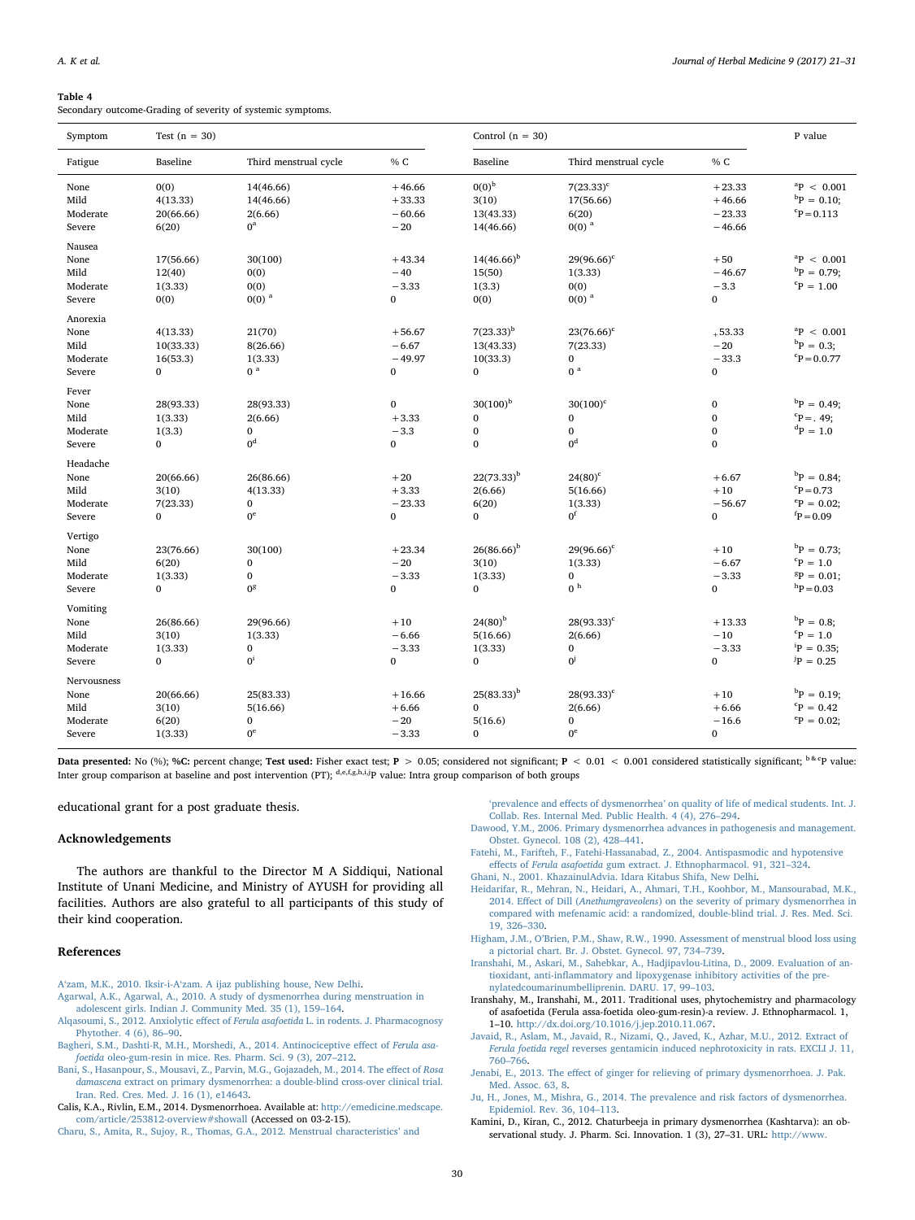**Table 4**
Secondary outcome-Grading of severity of systemic symptoms.

| Symptom | Test (n = 30) | | | Control (n = 30) | | | P value |
|---|---|---|---|---|---|---|---|
| Fatigue | Baseline | Third menstrual cycle | % C | Baseline | Third menstrual cycle | % C | |
| None | 0(0) | 14(46.66) | +46.66 | 0(0)[b] | 7(23.33)[c] | +23.33 | [a]P < 0.001 |
| Mild | 4(13.33) | 14(46.66) | +33.33 | 3(10) | 17(56.66) | +46.66 | [b]P = 0.10; |
| Moderate | 20(66.66) | 2(6.66) | −60.66 | 13(43.33) | 6(20) | −23.33 | [c]P = 0.113 |
| Severe | 6(20) | 0[a] | −20 | 14(46.66) | 0(0) [a] | −46.66 | |
| Nausea | | | | | | | |
| None | 17(56.66) | 30(100) | +43.34 | 14(46.66)[b] | 29(96.66)[c] | +50 | [a]P < 0.001 |
| Mild | 12(40) | 0(0) | −40 | 15(50) | 1(3.33) | −46.67 | [b]P = 0.79; |
| Moderate | 1(3.33) | 0(0) | −3.33 | 1(3.3) | 0(0) | −3.3 | [c]P = 1.00 |
| Severe | 0(0) | 0(0) [a] | 0 | 0(0) | 0(0) [a] | 0 | |
| Anorexia | | | | | | | |
| None | 4(13.33) | 21(70) | +56.67 | 7(23.33)[b] | 23(76.66)[c] | +53.33 | [a]P < 0.001 |
| Mild | 10(33.33) | 8(26.66) | −6.67 | 13(43.33) | 7(23.33) | −20 | [b]P = 0.3; |
| Moderate | 16(53.3) | 1(3.33) | −49.97 | 10(33.3) | 0 | −33.3 | [c]P = 0.0.77 |
| Severe | 0 | 0 [a] | 0 | 0 | 0 [a] | 0 | |
| Fever | | | | | | | |
| None | 28(93.33) | 28(93.33) | 0 | 30(100)[b] | 30(100)[c] | 0 | [b]P = 0.49; |
| Mild | 1(3.33) | 2(6.66) | +3.33 | 0 | 0 | 0 | [c]P = . 49; |
| Moderate | 1(3.3) | 0 | −3.3 | 0 | 0 | 0 | [d]P = 1.0 |
| Severe | 0 | 0[d] | 0 | 0 | 0[d] | 0 | |
| Headache | | | | | | | |
| None | 20(66.66) | 26(86.66) | +20 | 22(73.33)[b] | 24(80)[c] | +6.67 | [b]P = 0.84; |
| Mild | 3(10) | 4(13.33) | +3.33 | 2(6.66) | 5(16.66) | +10 | [c]P = 0.73 |
| Moderate | 7(23.33) | 0 | −23.33 | 6(20) | 1(3.33) | −56.67 | [e]P = 0.02; |
| Severe | 0 | 0[e] | 0 | 0 | 0[f] | 0 | [f]P = 0.09 |
| Vertigo | | | | | | | |
| None | 23(76.66) | 30(100) | +23.34 | 26(86.66)[b] | 29(96.66)[c] | +10 | [b]P = 0.73; |
| Mild | 6(20) | 0 | −20 | 3(10) | 1(3.33) | −6.67 | [c]P = 1.0 |
| Moderate | 1(3.33) | 0 | −3.33 | 1(3.33) | 0 | −3.33 | [g]P = 0.01; |
| Severe | 0 | 0[g] | 0 | 0 | 0 [h] | 0 | [h]P = 0.03 |
| Vomiting | | | | | | | |
| None | 26(86.66) | 29(96.66) | +10 | 24(80)[b] | 28(93.33)[c] | +13.33 | [b]P = 0.8; |
| Mild | 3(10) | 1(3.33) | −6.66 | 5(16.66) | 2(6.66) | −10 | [c]P = 1.0 |
| Moderate | 1(3.33) | 0 | −3.33 | 1(3.33) | 0 | −3.33 | [i]P = 0.35; |
| Severe | 0 | 0[i] | 0 | 0 | 0[j] | 0 | [j]P = 0.25 |
| Nervousness | | | | | | | |
| None | 20(66.66) | 25(83.33) | +16.66 | 25(83.33)[b] | 28(93.33)[c] | +10 | [b]P = 0.19; |
| Mild | 3(10) | 5(16.66) | +6.66 | 0 | 2(6.66) | +6.66 | [c]P = 0.42 |
| Moderate | 6(20) | 0 | −20 | 5(16.6) | 0 | −16.6 | [e]P = 0.02; |
| Severe | 1(3.33) | 0[e] | −3.33 | 0 | 0[e] | 0 | |

**Data presented:** No (%); **%C:** percent change; **Test used:** Fisher exact test; **P** > 0.05; considered not significant; **P** < 0.01 < 0.001 considered statistically significant; [b & c]P value: Inter group comparison at baseline and post intervention (PT); [d,e,f,g,h,i,j]P value: Intra group comparison of both groups

educational grant for a post graduate thesis.

## Acknowledgements

The authors are thankful to the Director M A Siddiqui, National Institute of Unani Medicine, and Ministry of AYUSH for providing all facilities. Authors are also grateful to all participants of this study of their kind cooperation.

## References

A'zam, M.K., 2010. Iksir-i-A'zam. A ijaz publishing house, New Delhi.

Agarwal, A.K., Agarwal, A., 2010. A study of dysmenorrhea during menstruation in adolescent girls. Indian J. Community Med. 35 (1), 159–164.

Alqasoumi, S., 2012. Anxiolytic effect of *Ferula asafoetida* L. in rodents. J. Pharmacognosy Phytother. 4 (6), 86–90.

Bagheri, S.M., Dashti-R, M.H., Morshedi, A., 2014. Antinociceptive effect of *Ferula asafoetida* oleo-gum-resin in mice. Res. Pharm. Sci. 9 (3), 207–212.

Bani, S., Hasanpour, S., Mousavi, Z., Parvin, M.G., Gojazadeh, M., 2014. The effect of *Rosa damascena* extract on primary dysmenorrhea: a double-blind cross-over clinical trial. Iran. Red. Cres. Med. J. 16 (1), e14643.

Calis, K.A., Rivlin, E.M., 2014. Dysmenorrhoea. Available at: http://emedicine.medscape.com/article/253812-overview#showall (Accessed on 03-2-15).

Charu, S., Amita, R., Sujoy, R., Thomas, G.A., 2012. Menstrual characteristics' and 'prevalence and effects of dysmenorrhea' on quality of life of medical students. Int. J. Collab. Res. Internal Med. Public Health. 4 (4), 276–294.

Dawood, Y.M., 2006. Primary dysmenorrhea advances in pathogenesis and management. Obstet. Gynecol. 108 (2), 428–441.

Fatehi, M., Farifteh, F., Fatehi-Hassanabad, Z., 2004. Antispasmodic and hypotensive effects of *Ferula asafoetida* gum extract. J. Ethnopharmacol. 91, 321–324.

Ghani, N., 2001. KhazainulAdvia. Idara Kitabus Shifa, New Delhi.

Heidarifar, R., Mehran, N., Heidari, A., Ahmari, T.H., Koohbor, M., Mansourabad, M.K., 2014. Effect of Dill (*Anethumgraveolens*) on the severity of primary dysmenorrhea in compared with mefenamic acid: a randomized, double-blind trial. J. Res. Med. Sci. 19, 326–330.

Higham, J.M., O'Brien, P.M., Shaw, R.W., 1990. Assessment of menstrual blood loss using a pictorial chart. Br. J. Obstet. Gynecol. 97, 734–739.

Iranshahi, M., Askari, M., Sahebkar, A., Hadjipavlou-Litina, D., 2009. Evaluation of antioxidant, anti-inflammatory and lipoxygenase inhibitory activities of the prenylatedcoumarinumbelliprenin. DARU. 17, 99–103.

Iranshahy, M., Iranshahi, M., 2011. Traditional uses, phytochemistry and pharmacology of asafoetida (Ferula assa-foetida oleo-gum-resin)-a review. J. Ethnopharmacol. 1, 1–10. http://dx.doi.org/10.1016/j.jep.2010.11.067.

Javaid, R., Aslam, M., Javaid, R., Nizami, Q., Javed, K., Azhar, M.U., 2012. Extract of *Ferula foetida regel* reverses gentamicin induced nephrotoxicity in rats. EXCLI J. 11, 760–766.

Jenabi, E., 2013. The effect of ginger for relieving of primary dysmenorrhoea. J. Pak. Med. Assoc. 63, 8.

Ju, H., Jones, M., Mishra, G., 2014. The prevalence and risk factors of dysmenorrhea. Epidemiol. Rev. 36, 104–113.

Kamini, D., Kiran, C., 2012. Chaturbeeja in primary dysmenorrhea (Kashtarva): an observational study. J. Pharm. Sci. Innovation. 1 (3), 27–31. URL: http://www.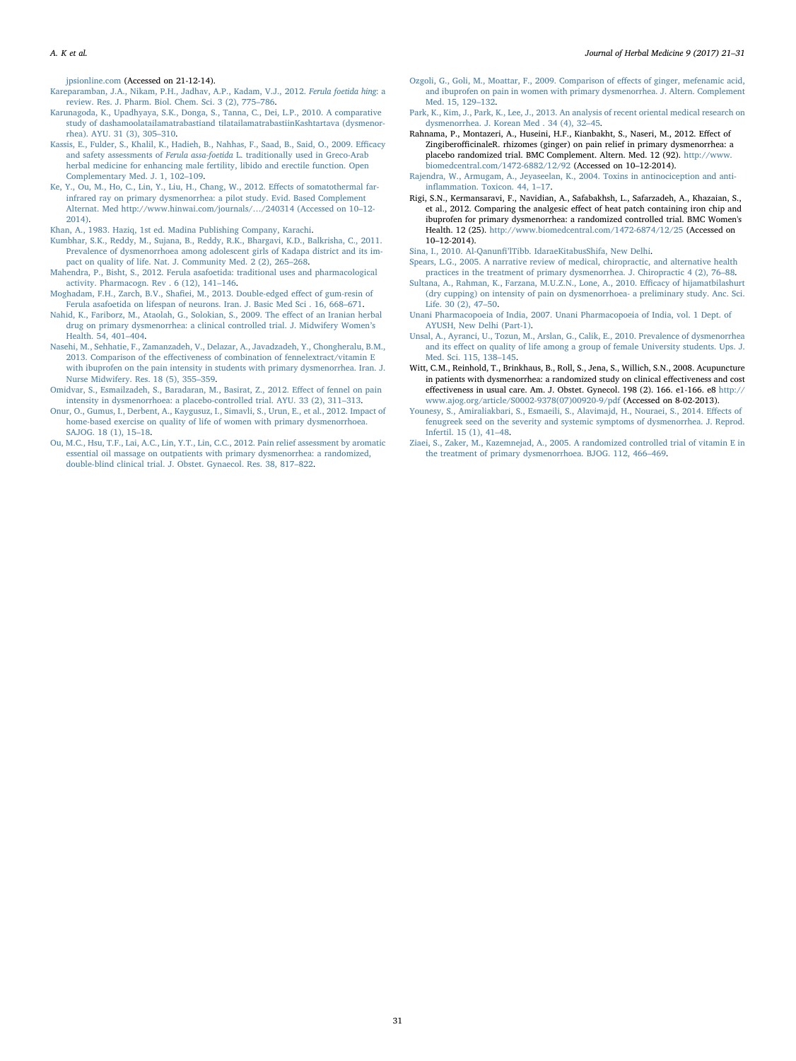jpsionline.com (Accessed on 21-12-14).

Kareparamban, J.A., Nikam, P.H., Jadhav, A.P., Kadam, V.J., 2012. *Ferula foetida hing*: a review. Res. J. Pharm. Biol. Chem. Sci. 3 (2), 775–786.

Karunagoda, K., Upadhyaya, S.K., Donga, S., Tanna, C., Dei, L.P., 2010. A comparative study of dashamoolatailamatrabastiand tilatailamatrabastiinKashtartava (dysmenorrhea). AYU. 31 (3), 305–310.

Kassis, E., Fulder, S., Khalil, K., Hadieh, B., Nahhas, F., Saad, B., Said, O., 2009. Efficacy and safety assessments of *Ferula assa-foetida* L. traditionally used in Greco-Arab herbal medicine for enhancing male fertility, libido and erectile function. Open Complementary Med. J. 1, 102–109.

Ke, Y., Ou, M., Ho, C., Lin, Y., Liu, H., Chang, W., 2012. Effects of somatothermal far-infrared ray on primary dysmenorrhea: a pilot study. Evid. Based Complement Alternat. Med http://www.hinwai.com/journals/…/240314 (Accessed on 10–12-2014).

Khan, A., 1983. Haziq, 1st ed. Madina Publishing Company, Karachi.

Kumbhar, S.K., Reddy, M., Sujana, B., Reddy, R.K., Bhargavi, K.D., Balkrisha, C., 2011. Prevalence of dysmenorrhoea among adolescent girls of Kadapa district and its impact on quality of life. Nat. J. Community Med. 2 (2), 265–268.

Mahendra, P., Bisht, S., 2012. Ferula asafoetida: traditional uses and pharmacological activity. Pharmacogn. Rev . 6 (12), 141–146.

Moghadam, F.H., Zarch, B.V., Shafiei, M., 2013. Double-edged effect of gum-resin of Ferula asafoetida on lifespan of neurons. Iran. J. Basic Med Sci . 16, 668–671.

Nahid, K., Fariborz, M., Ataolah, G., Solokian, S., 2009. The effect of an Iranian herbal drug on primary dysmenorrhea: a clinical controlled trial. J. Midwifery Women's Health. 54, 401–404.

Nasehi, M., Sehhatie, F., Zamanzadeh, V., Delazar, A., Javadzadeh, Y., Chongheralu, B.M., 2013. Comparison of the effectiveness of combination of fennelextract/vitamin E with ibuprofen on the pain intensity in students with primary dysmenorrhea. Iran. J. Nurse Midwifery. Res. 18 (5), 355–359.

Omidvar, S., Esmailzadeh, S., Baradaran, M., Basirat, Z., 2012. Effect of fennel on pain intensity in dysmenorrhoea: a placebo-controlled trial. AYU. 33 (2), 311–313.

Onur, O., Gumus, I., Derbent, A., Kaygusuz, I., Simavli, S., Urun, E., et al., 2012. Impact of home-based exercise on quality of life of women with primary dysmenorrhoea. SAJOG. 18 (1), 15–18.

Ou, M.C., Hsu, T.F., Lai, A.C., Lin, Y.T., Lin, C.C., 2012. Pain relief assessment by aromatic essential oil massage on outpatients with primary dysmenorrhea: a randomized, double-blind clinical trial. J. Obstet. Gynaecol. Res. 38, 817–822.

Ozgoli, G., Goli, M., Moattar, F., 2009. Comparison of effects of ginger, mefenamic acid, and ibuprofen on pain in women with primary dysmenorrhea. J. Altern. Complement Med. 15, 129–132.

Park, K., Kim, J., Park, K., Lee, J., 2013. An analysis of recent oriental medical research on dysmenorrhea. J. Korean Med . 34 (4), 32–45.

Rahnama, P., Montazeri, A., Huseini, H.F., Kianbakht, S., Naseri, M., 2012. Effect of ZingiberofficinaleR. rhizomes (ginger) on pain relief in primary dysmenorrhea: a placebo randomized trial. BMC Complement. Altern. Med. 12 (92). http://www.biomedcentral.com/1472-6882/12/92 (Accessed on 10–12-2014).

Rajendra, W., Armugam, A., Jeyaseelan, K., 2004. Toxins in antinociception and anti-inflammation. Toxicon. 44, 1–17.

Rigi, S.N., Kermansaravi, F., Navidian, A., Safabakhsh, L., Safarzadeh, A., Khazaian, S., et al., 2012. Comparing the analgesic effect of heat patch containing iron chip and ibuprofen for primary dysmenorrhea: a randomized controlled trial. BMC Women's Health. 12 (25). http://www.biomedcentral.com/1472-6874/12/25 (Accessed on 10–12-2014).

Sina, I., 2010. Al-Qanunfi'lTibb. IdaraeKitabusShifa, New Delhi.

Spears, L.G., 2005. A narrative review of medical, chiropractic, and alternative health practices in the treatment of primary dysmenorrhea. J. Chiropractic 4 (2), 76–88.

Sultana, A., Rahman, K., Farzana, M.U.Z.N., Lone, A., 2010. Efficacy of hijamatbilashurt (dry cupping) on intensity of pain on dysmenorrhoea- a preliminary study. Anc. Sci. Life. 30 (2), 47–50.

Unani Pharmacopoeia of India, 2007. Unani Pharmacopoeia of India, vol. 1 Dept. of AYUSH, New Delhi (Part-1).

Unsal, A., Ayranci, U., Tozun, M., Arslan, G., Calik, E., 2010. Prevalence of dysmenorrhea and its effect on quality of life among a group of female University students. Ups. J. Med. Sci. 115, 138–145.

Witt, C.M., Reinhold, T., Brinkhaus, B., Roll, S., Jena, S., Willich, S.N., 2008. Acupuncture in patients with dysmenorrhea: a randomized study on clinical effectiveness and cost effectiveness in usual care. Am. J. Obstet. Gynecol. 198 (2). 166. e1-166. e8 http://www.ajog.org/article/S0002-9378(07)00920-9/pdf (Accessed on 8-02-2013).

Younesy, S., Amiraliakbari, S., Esmaeili, S., Alavimajd, H., Nouraei, S., 2014. Effects of fenugreek seed on the severity and systemic symptoms of dysmenorrhea. J. Reprod. Infertil. 15 (1), 41–48.

Ziaei, S., Zaker, M., Kazemnejad, A., 2005. A randomized controlled trial of vitamin E in the treatment of primary dysmenorrhoea. BJOG. 112, 466–469.